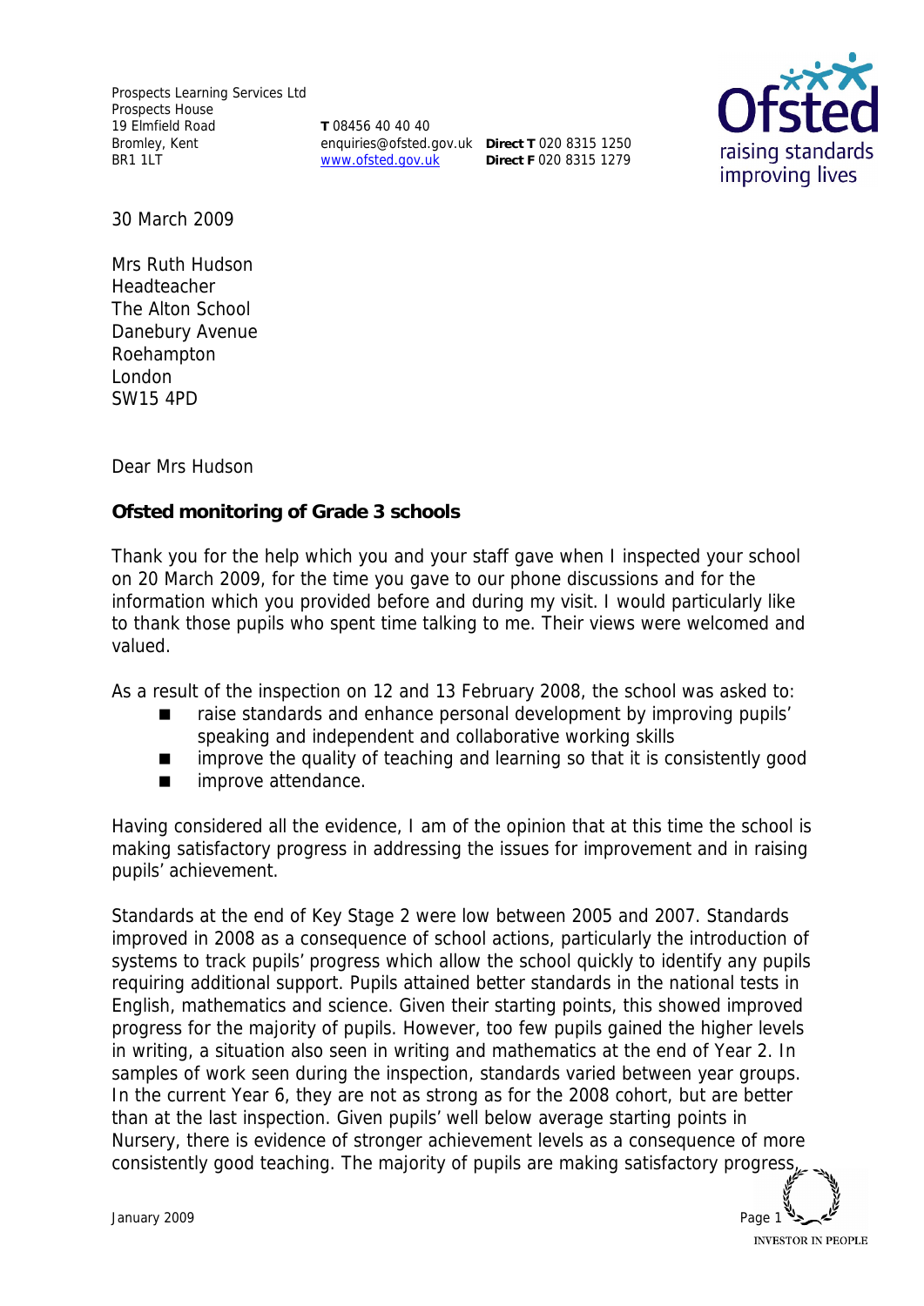Prospects Learning Services Ltd
Prospects House
19 Elmfield Road
Bromley, Kent
BR1 1LT

**T** 08456 40 40 40
enquiries@ofsted.gov.uk
www.ofsted.gov.uk

**Direct T** 020 8315 1250
**Direct F** 020 8315 1279

30 March 2009

Mrs Ruth Hudson
Headteacher
The Alton School
Danebury Avenue
Roehampton
London
SW15 4PD

Dear Mrs Hudson

**Ofsted monitoring of Grade 3 schools**

Thank you for the help which you and your staff gave when I inspected your school on 20 March 2009, for the time you gave to our phone discussions and for the information which you provided before and during my visit. I would particularly like to thank those pupils who spent time talking to me. Their views were welcomed and valued.

As a result of the inspection on 12 and 13 February 2008, the school was asked to:

- raise standards and enhance personal development by improving pupils' speaking and independent and collaborative working skills
- improve the quality of teaching and learning so that it is consistently good
- improve attendance.

Having considered all the evidence, I am of the opinion that at this time the school is making satisfactory progress in addressing the issues for improvement and in raising pupils' achievement.

Standards at the end of Key Stage 2 were low between 2005 and 2007. Standards improved in 2008 as a consequence of school actions, particularly the introduction of systems to track pupils' progress which allow the school quickly to identify any pupils requiring additional support. Pupils attained better standards in the national tests in English, mathematics and science. Given their starting points, this showed improved progress for the majority of pupils. However, too few pupils gained the higher levels in writing, a situation also seen in writing and mathematics at the end of Year 2. In samples of work seen during the inspection, standards varied between year groups. In the current Year 6, they are not as strong as for the 2008 cohort, but are better than at the last inspection. Given pupils' well below average starting points in Nursery, there is evidence of stronger achievement levels as a consequence of more consistently good teaching. The majority of pupils are making satisfactory progress,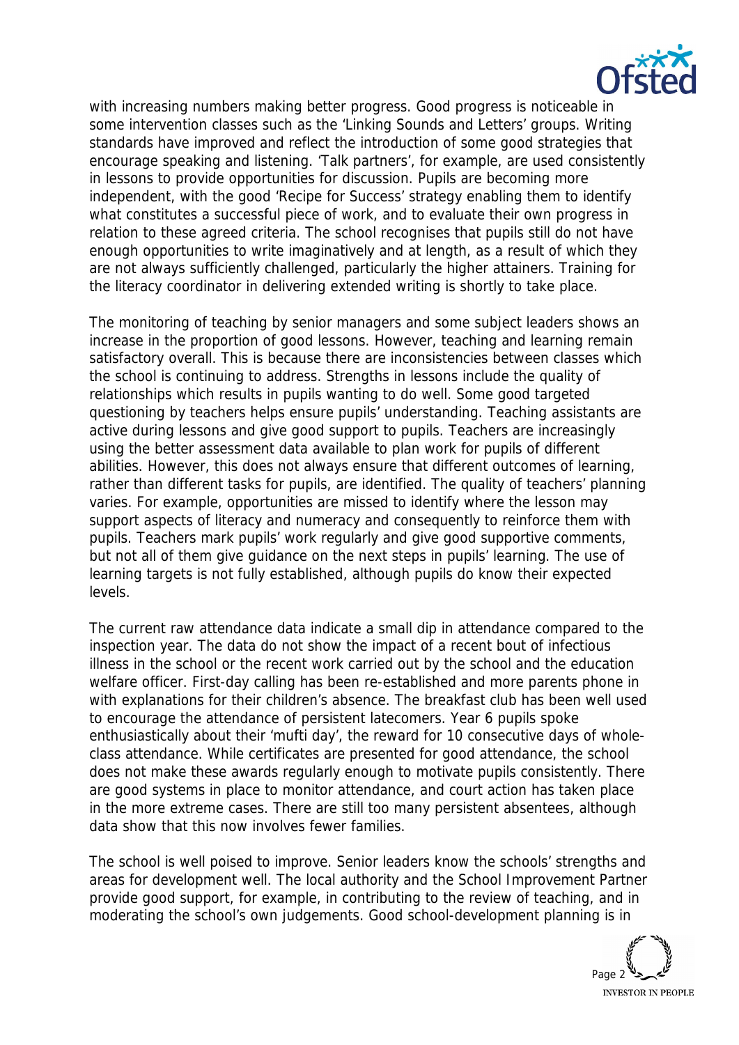with increasing numbers making better progress. Good progress is noticeable in some intervention classes such as the 'Linking Sounds and Letters' groups. Writing standards have improved and reflect the introduction of some good strategies that encourage speaking and listening. 'Talk partners', for example, are used consistently in lessons to provide opportunities for discussion. Pupils are becoming more independent, with the good 'Recipe for Success' strategy enabling them to identify what constitutes a successful piece of work, and to evaluate their own progress in relation to these agreed criteria. The school recognises that pupils still do not have enough opportunities to write imaginatively and at length, as a result of which they are not always sufficiently challenged, particularly the higher attainers. Training for the literacy coordinator in delivering extended writing is shortly to take place.

The monitoring of teaching by senior managers and some subject leaders shows an increase in the proportion of good lessons. However, teaching and learning remain satisfactory overall. This is because there are inconsistencies between classes which the school is continuing to address. Strengths in lessons include the quality of relationships which results in pupils wanting to do well. Some good targeted questioning by teachers helps ensure pupils' understanding. Teaching assistants are active during lessons and give good support to pupils. Teachers are increasingly using the better assessment data available to plan work for pupils of different abilities. However, this does not always ensure that different outcomes of learning, rather than different tasks for pupils, are identified. The quality of teachers' planning varies. For example, opportunities are missed to identify where the lesson may support aspects of literacy and numeracy and consequently to reinforce them with pupils. Teachers mark pupils' work regularly and give good supportive comments, but not all of them give guidance on the next steps in pupils' learning. The use of learning targets is not fully established, although pupils do know their expected levels.

The current raw attendance data indicate a small dip in attendance compared to the inspection year. The data do not show the impact of a recent bout of infectious illness in the school or the recent work carried out by the school and the education welfare officer. First-day calling has been re-established and more parents phone in with explanations for their children's absence. The breakfast club has been well used to encourage the attendance of persistent latecomers. Year 6 pupils spoke enthusiastically about their 'mufti day', the reward for 10 consecutive days of whole-class attendance. While certificates are presented for good attendance, the school does not make these awards regularly enough to motivate pupils consistently. There are good systems in place to monitor attendance, and court action has taken place in the more extreme cases. There are still too many persistent absentees, although data show that this now involves fewer families.

The school is well poised to improve. Senior leaders know the schools' strengths and areas for development well. The local authority and the School Improvement Partner provide good support, for example, in contributing to the review of teaching, and in moderating the school's own judgements. Good school-development planning is in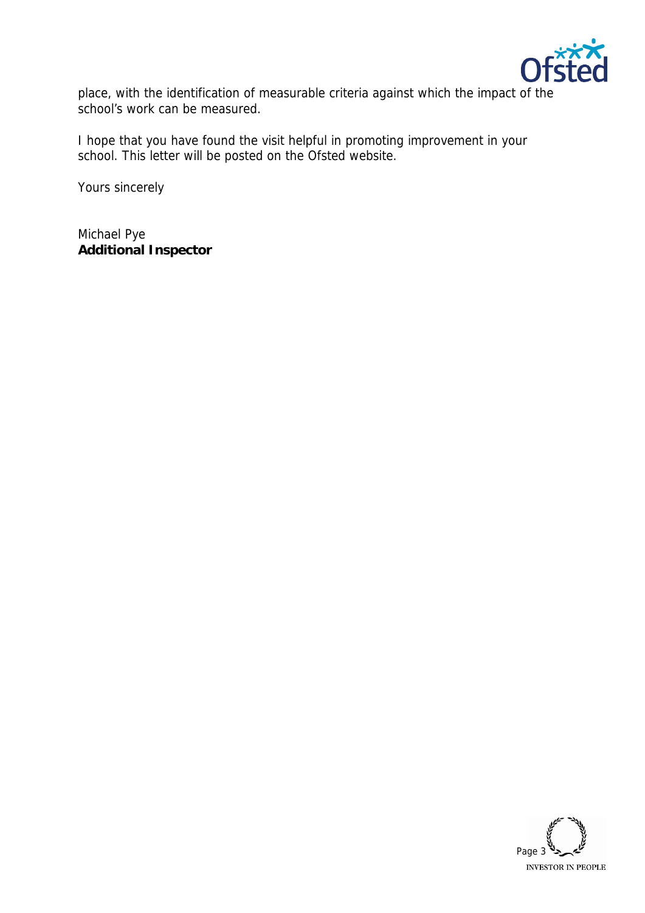place, with the identification of measurable criteria against which the impact of the school's work can be measured.

I hope that you have found the visit helpful in promoting improvement in your school. This letter will be posted on the Ofsted website.

Yours sincerely

Michael Pye
**Additional Inspector**